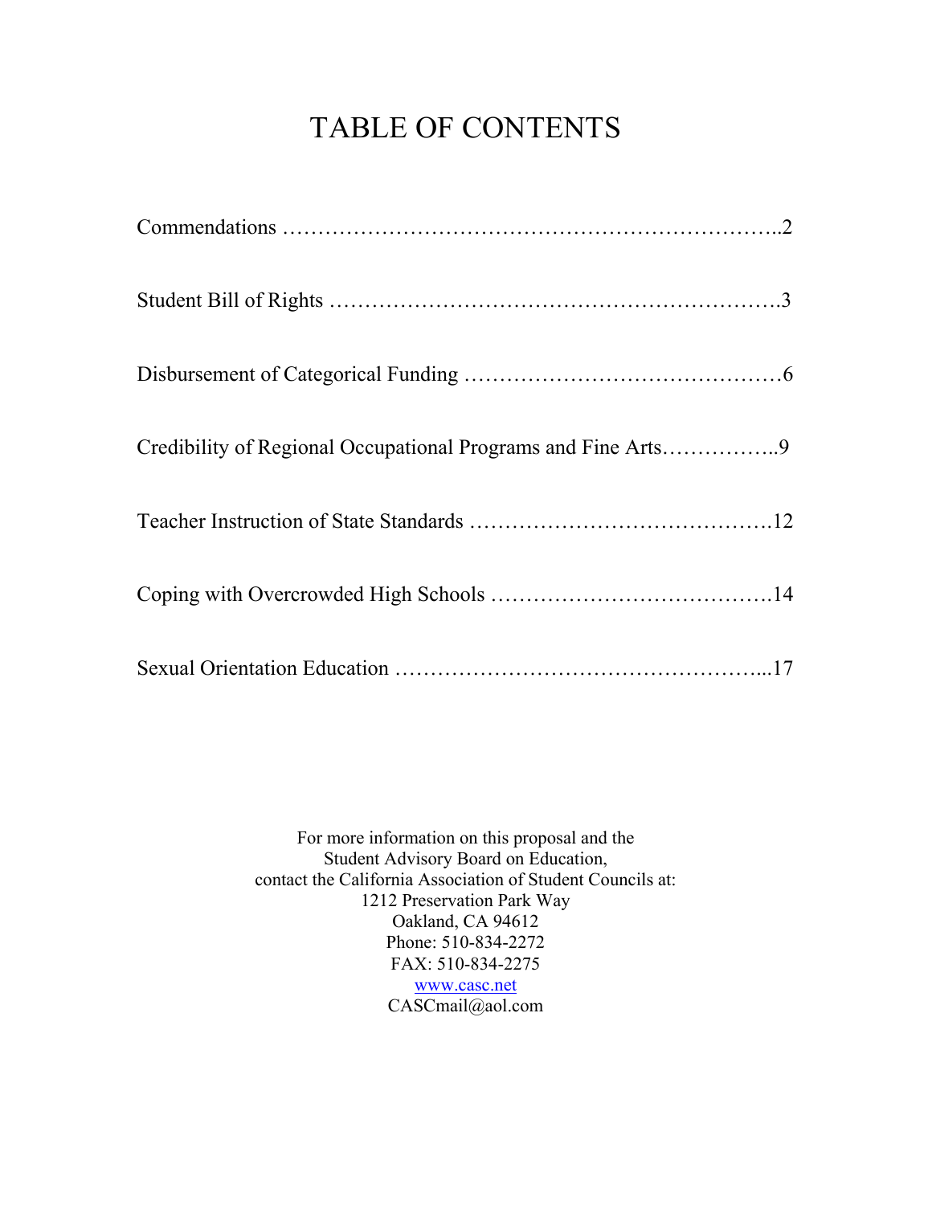# TABLE OF CONTENTS

Commendations …………………………………………………………..2

Student Bill of Rights …………………………………………………….3

Disbursement of Categorical Funding ……………………………………6

Credibility of Regional Occupational Programs and Fine Arts……………..9

Teacher Instruction of State Standards ……………………………………12

Coping with Overcrowded High Schools …………………………………14

Sexual Orientation Education ……………………………………………...17

For more information on this proposal and the
Student Advisory Board on Education,
contact the California Association of Student Councils at:
1212 Preservation Park Way
Oakland, CA 94612
Phone: 510-834-2272
FAX: 510-834-2275
www.casc.net
CASCmail@aol.com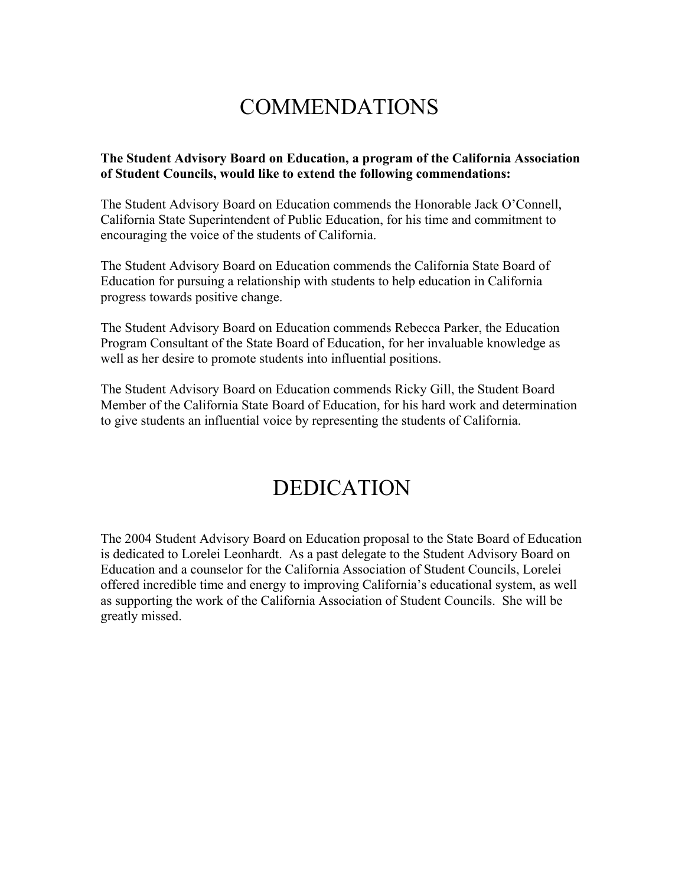# COMMENDATIONS

**The Student Advisory Board on Education, a program of the California Association of Student Councils, would like to extend the following commendations:**

The Student Advisory Board on Education commends the Honorable Jack O'Connell, California State Superintendent of Public Education, for his time and commitment to encouraging the voice of the students of California.

The Student Advisory Board on Education commends the California State Board of Education for pursuing a relationship with students to help education in California progress towards positive change.

The Student Advisory Board on Education commends Rebecca Parker, the Education Program Consultant of the State Board of Education, for her invaluable knowledge as well as her desire to promote students into influential positions.

The Student Advisory Board on Education commends Ricky Gill, the Student Board Member of the California State Board of Education, for his hard work and determination to give students an influential voice by representing the students of California.

# DEDICATION

The 2004 Student Advisory Board on Education proposal to the State Board of Education is dedicated to Lorelei Leonhardt. As a past delegate to the Student Advisory Board on Education and a counselor for the California Association of Student Councils, Lorelei offered incredible time and energy to improving California's educational system, as well as supporting the work of the California Association of Student Councils. She will be greatly missed.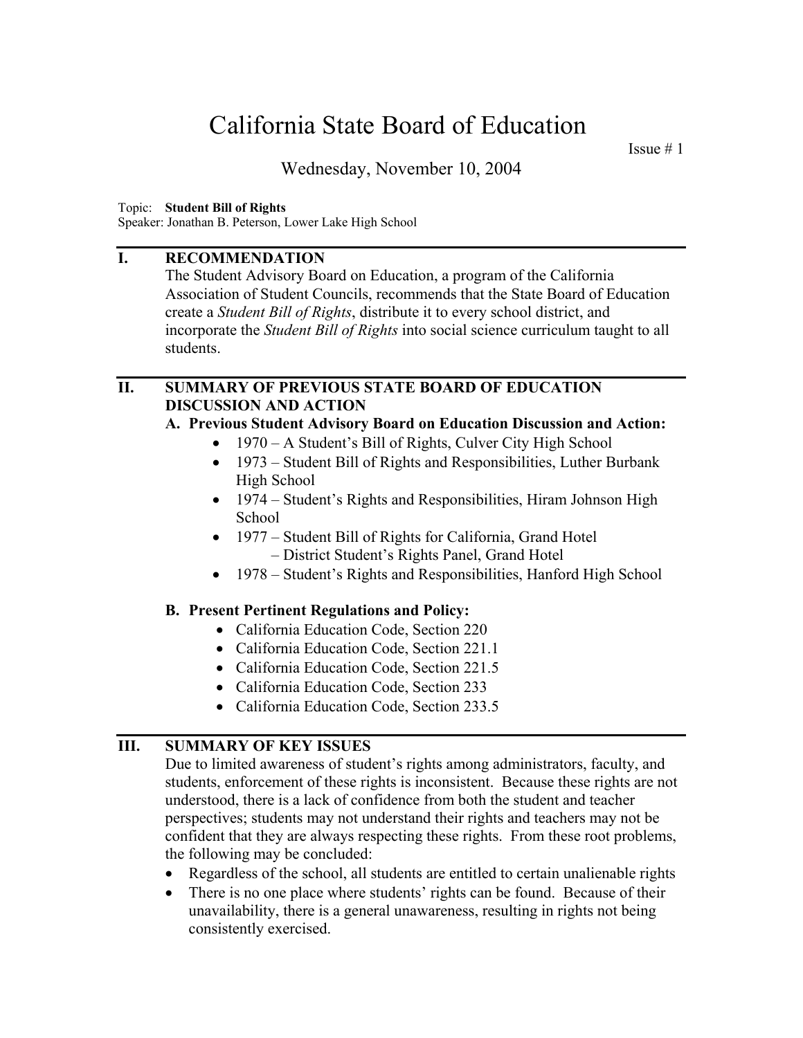# California State Board of Education

Issue # 1

Wednesday, November 10, 2004

Topic: **Student Bill of Rights**
Speaker: Jonathan B. Peterson, Lower Lake High School

## I. RECOMMENDATION

The Student Advisory Board on Education, a program of the California Association of Student Councils, recommends that the State Board of Education create a *Student Bill of Rights*, distribute it to every school district, and incorporate the *Student Bill of Rights* into social science curriculum taught to all students.

## II. SUMMARY OF PREVIOUS STATE BOARD OF EDUCATION DISCUSSION AND ACTION

### A. Previous Student Advisory Board on Education Discussion and Action:

- 1970 – A Student's Bill of Rights, Culver City High School
- 1973 – Student Bill of Rights and Responsibilities, Luther Burbank High School
- 1974 – Student's Rights and Responsibilities, Hiram Johnson High School
- 1977 – Student Bill of Rights for California, Grand Hotel
  – District Student's Rights Panel, Grand Hotel
- 1978 – Student's Rights and Responsibilities, Hanford High School

### B. Present Pertinent Regulations and Policy:

- California Education Code, Section 220
- California Education Code, Section 221.1
- California Education Code, Section 221.5
- California Education Code, Section 233
- California Education Code, Section 233.5

## III. SUMMARY OF KEY ISSUES

Due to limited awareness of student's rights among administrators, faculty, and students, enforcement of these rights is inconsistent. Because these rights are not understood, there is a lack of confidence from both the student and teacher perspectives; students may not understand their rights and teachers may not be confident that they are always respecting these rights. From these root problems, the following may be concluded:

- Regardless of the school, all students are entitled to certain unalienable rights
- There is no one place where students' rights can be found. Because of their unavailability, there is a general unawareness, resulting in rights not being consistently exercised.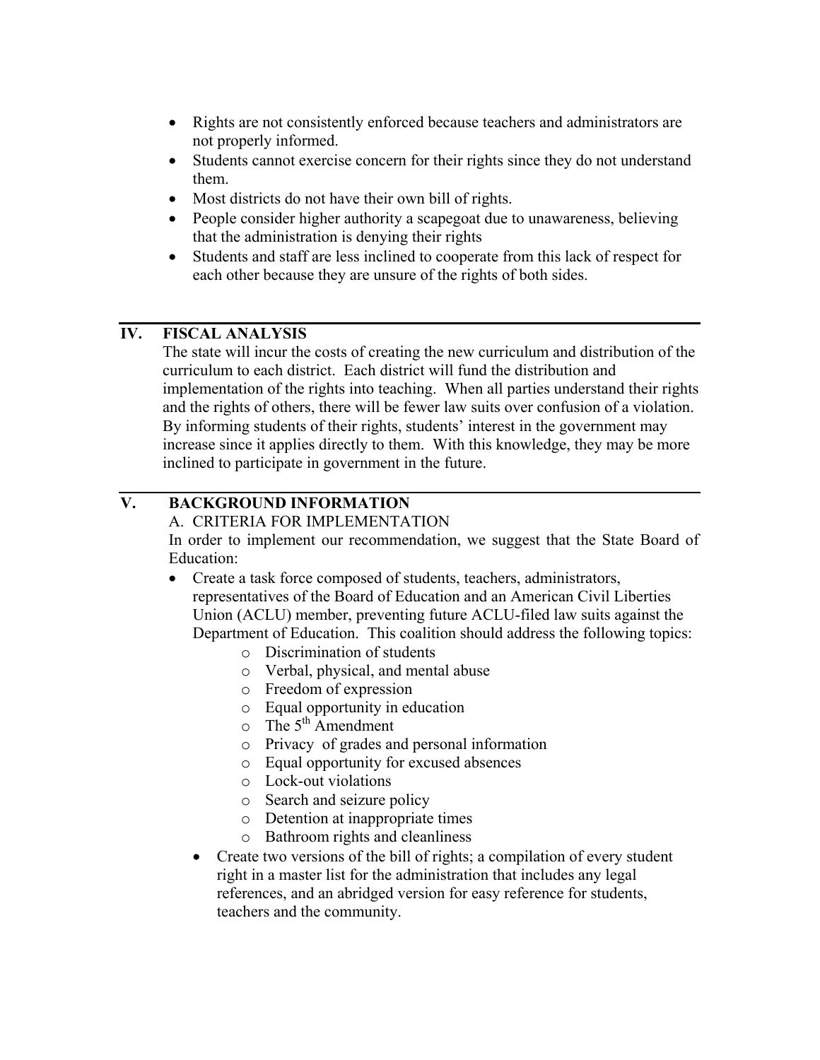- Rights are not consistently enforced because teachers and administrators are not properly informed.
- Students cannot exercise concern for their rights since they do not understand them.
- Most districts do not have their own bill of rights.
- People consider higher authority a scapegoat due to unawareness, believing that the administration is denying their rights
- Students and staff are less inclined to cooperate from this lack of respect for each other because they are unsure of the rights of both sides.

## IV. FISCAL ANALYSIS

The state will incur the costs of creating the new curriculum and distribution of the curriculum to each district. Each district will fund the distribution and implementation of the rights into teaching. When all parties understand their rights and the rights of others, there will be fewer law suits over confusion of a violation. By informing students of their rights, students' interest in the government may increase since it applies directly to them. With this knowledge, they may be more inclined to participate in government in the future.

## V. BACKGROUND INFORMATION

A. CRITERIA FOR IMPLEMENTATION

In order to implement our recommendation, we suggest that the State Board of Education:

- Create a task force composed of students, teachers, administrators, representatives of the Board of Education and an American Civil Liberties Union (ACLU) member, preventing future ACLU-filed law suits against the Department of Education. This coalition should address the following topics:
  - Discrimination of students
  - Verbal, physical, and mental abuse
  - Freedom of expression
  - Equal opportunity in education
  - The 5th Amendment
  - Privacy of grades and personal information
  - Equal opportunity for excused absences
  - Lock-out violations
  - Search and seizure policy
  - Detention at inappropriate times
  - Bathroom rights and cleanliness
- Create two versions of the bill of rights; a compilation of every student right in a master list for the administration that includes any legal references, and an abridged version for easy reference for students, teachers and the community.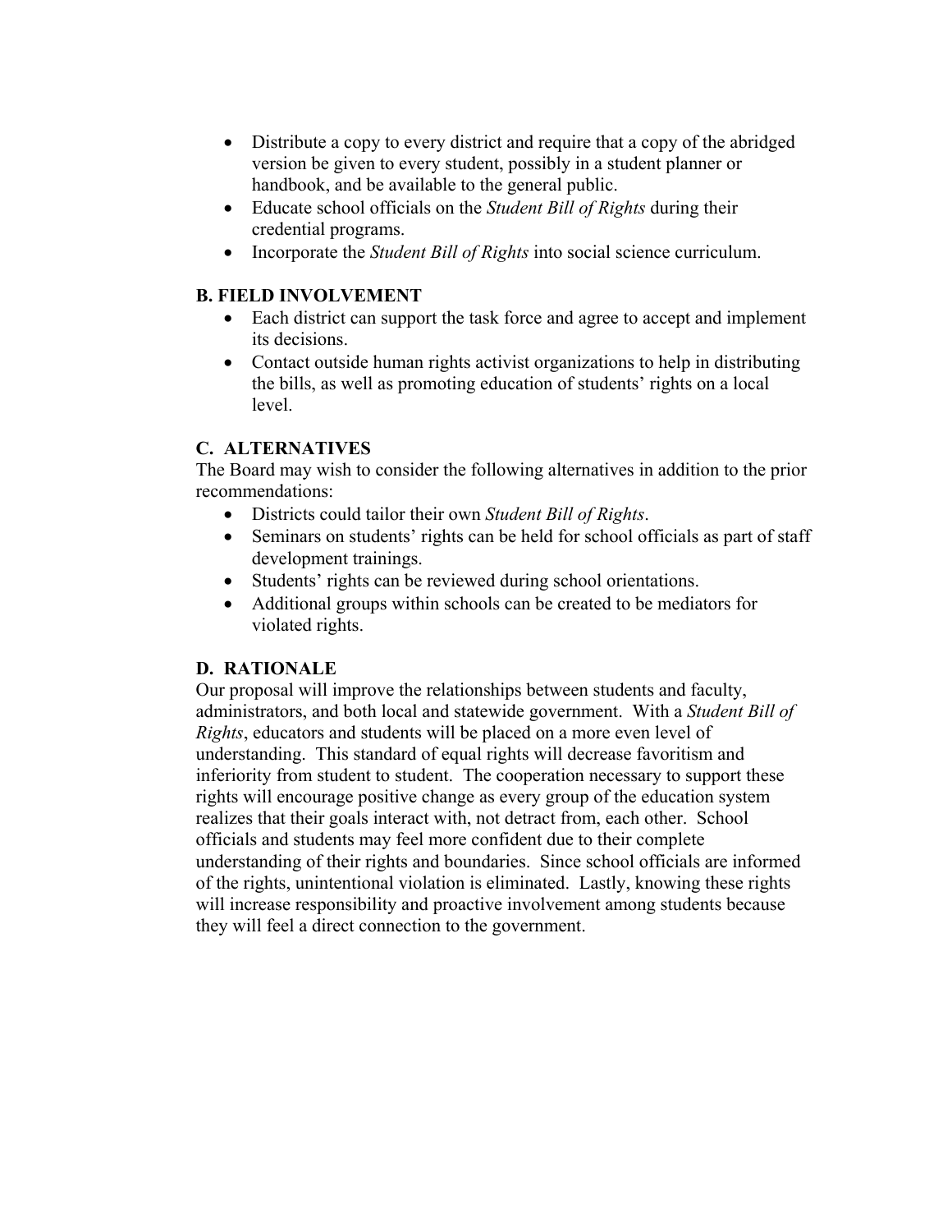- Distribute a copy to every district and require that a copy of the abridged version be given to every student, possibly in a student planner or handbook, and be available to the general public.
- Educate school officials on the *Student Bill of Rights* during their credential programs.
- Incorporate the *Student Bill of Rights* into social science curriculum.

**B. FIELD INVOLVEMENT**

- Each district can support the task force and agree to accept and implement its decisions.
- Contact outside human rights activist organizations to help in distributing the bills, as well as promoting education of students' rights on a local level.

**C. ALTERNATIVES**

The Board may wish to consider the following alternatives in addition to the prior recommendations:

- Districts could tailor their own *Student Bill of Rights*.
- Seminars on students' rights can be held for school officials as part of staff development trainings.
- Students' rights can be reviewed during school orientations.
- Additional groups within schools can be created to be mediators for violated rights.

**D. RATIONALE**

Our proposal will improve the relationships between students and faculty, administrators, and both local and statewide government. With a *Student Bill of Rights*, educators and students will be placed on a more even level of understanding. This standard of equal rights will decrease favoritism and inferiority from student to student. The cooperation necessary to support these rights will encourage positive change as every group of the education system realizes that their goals interact with, not detract from, each other. School officials and students may feel more confident due to their complete understanding of their rights and boundaries. Since school officials are informed of the rights, unintentional violation is eliminated. Lastly, knowing these rights will increase responsibility and proactive involvement among students because they will feel a direct connection to the government.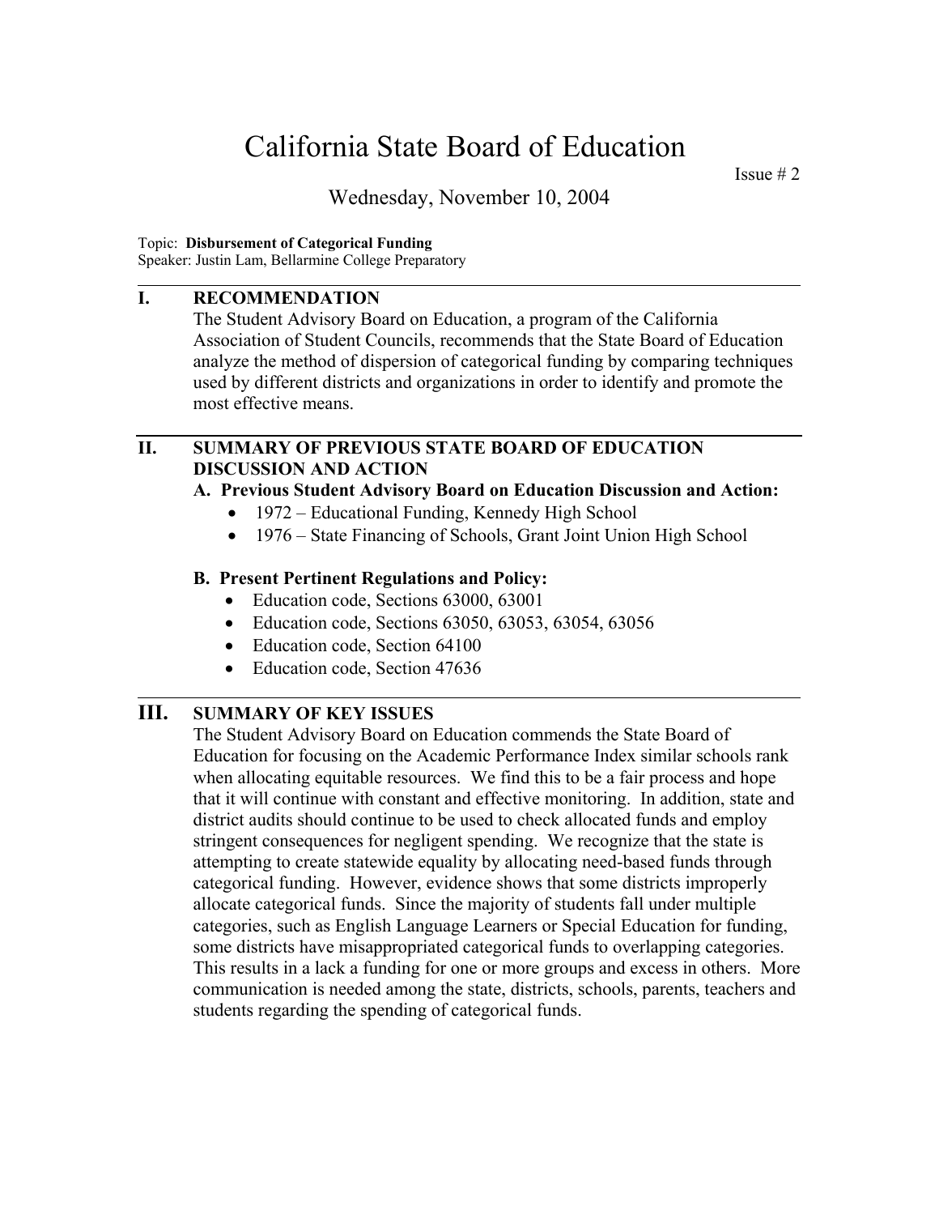# California State Board of Education

Issue # 2

Wednesday, November 10, 2004

Topic: **Disbursement of Categorical Funding**
Speaker: Justin Lam, Bellarmine College Preparatory

---

## I. RECOMMENDATION

The Student Advisory Board on Education, a program of the California Association of Student Councils, recommends that the State Board of Education analyze the method of dispersion of categorical funding by comparing techniques used by different districts and organizations in order to identify and promote the most effective means.

---

## II. SUMMARY OF PREVIOUS STATE BOARD OF EDUCATION DISCUSSION AND ACTION

### A. Previous Student Advisory Board on Education Discussion and Action:

- 1972 – Educational Funding, Kennedy High School
- 1976 – State Financing of Schools, Grant Joint Union High School

### B. Present Pertinent Regulations and Policy:

- Education code, Sections 63000, 63001
- Education code, Sections 63050, 63053, 63054, 63056
- Education code, Section 64100
- Education code, Section 47636

---

## III. SUMMARY OF KEY ISSUES

The Student Advisory Board on Education commends the State Board of Education for focusing on the Academic Performance Index similar schools rank when allocating equitable resources. We find this to be a fair process and hope that it will continue with constant and effective monitoring. In addition, state and district audits should continue to be used to check allocated funds and employ stringent consequences for negligent spending. We recognize that the state is attempting to create statewide equality by allocating need-based funds through categorical funding. However, evidence shows that some districts improperly allocate categorical funds. Since the majority of students fall under multiple categories, such as English Language Learners or Special Education for funding, some districts have misappropriated categorical funds to overlapping categories. This results in a lack a funding for one or more groups and excess in others. More communication is needed among the state, districts, schools, parents, teachers and students regarding the spending of categorical funds.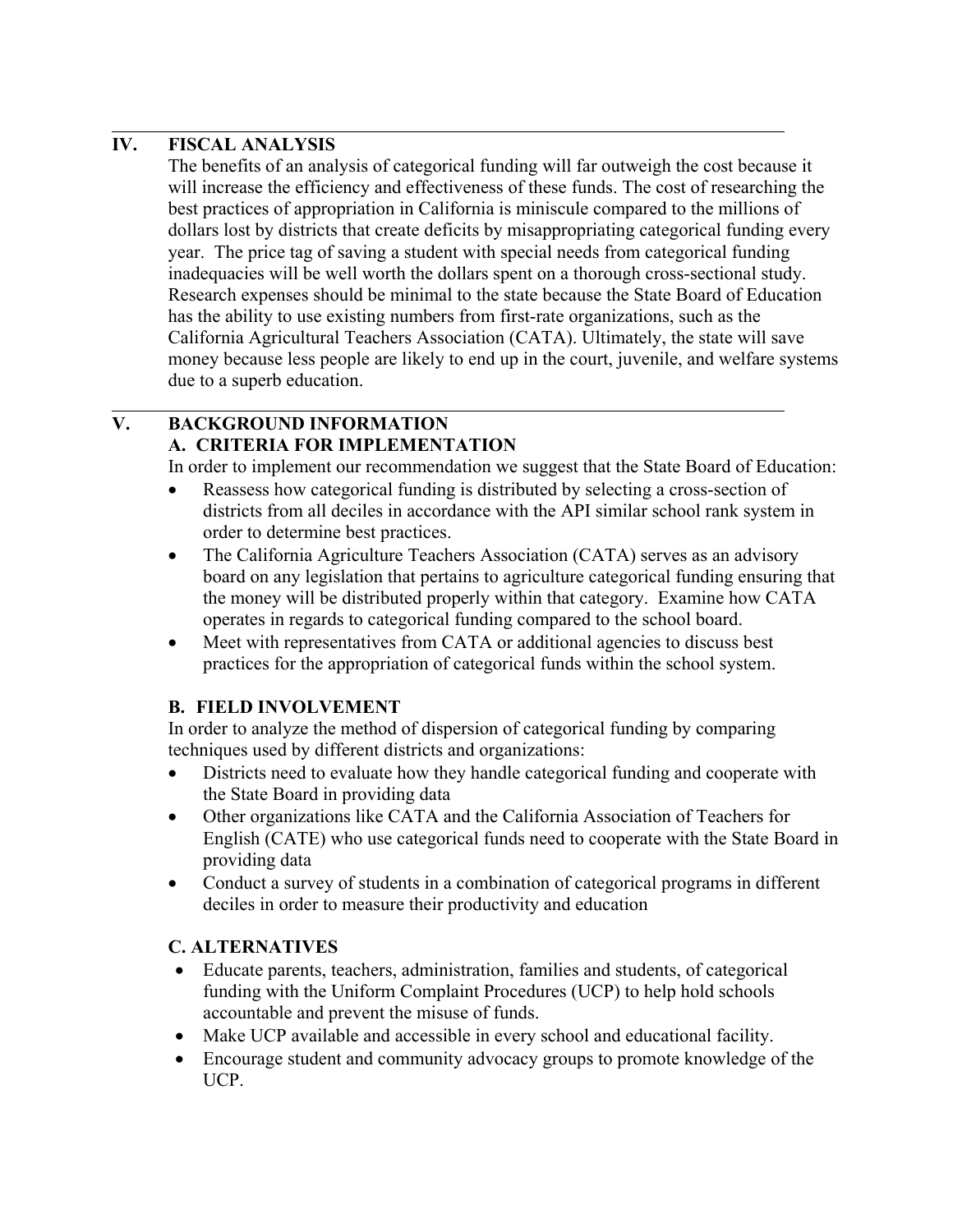## IV. FISCAL ANALYSIS

The benefits of an analysis of categorical funding will far outweigh the cost because it will increase the efficiency and effectiveness of these funds. The cost of researching the best practices of appropriation in California is miniscule compared to the millions of dollars lost by districts that create deficits by misappropriating categorical funding every year. The price tag of saving a student with special needs from categorical funding inadequacies will be well worth the dollars spent on a thorough cross-sectional study. Research expenses should be minimal to the state because the State Board of Education has the ability to use existing numbers from first-rate organizations, such as the California Agricultural Teachers Association (CATA). Ultimately, the state will save money because less people are likely to end up in the court, juvenile, and welfare systems due to a superb education.

## V. BACKGROUND INFORMATION

### A. CRITERIA FOR IMPLEMENTATION

In order to implement our recommendation we suggest that the State Board of Education:

- Reassess how categorical funding is distributed by selecting a cross-section of districts from all deciles in accordance with the API similar school rank system in order to determine best practices.
- The California Agriculture Teachers Association (CATA) serves as an advisory board on any legislation that pertains to agriculture categorical funding ensuring that the money will be distributed properly within that category. Examine how CATA operates in regards to categorical funding compared to the school board.
- Meet with representatives from CATA or additional agencies to discuss best practices for the appropriation of categorical funds within the school system.

### B. FIELD INVOLVEMENT

In order to analyze the method of dispersion of categorical funding by comparing techniques used by different districts and organizations:

- Districts need to evaluate how they handle categorical funding and cooperate with the State Board in providing data
- Other organizations like CATA and the California Association of Teachers for English (CATE) who use categorical funds need to cooperate with the State Board in providing data
- Conduct a survey of students in a combination of categorical programs in different deciles in order to measure their productivity and education

### C. ALTERNATIVES

- Educate parents, teachers, administration, families and students, of categorical funding with the Uniform Complaint Procedures (UCP) to help hold schools accountable and prevent the misuse of funds.
- Make UCP available and accessible in every school and educational facility.
- Encourage student and community advocacy groups to promote knowledge of the UCP.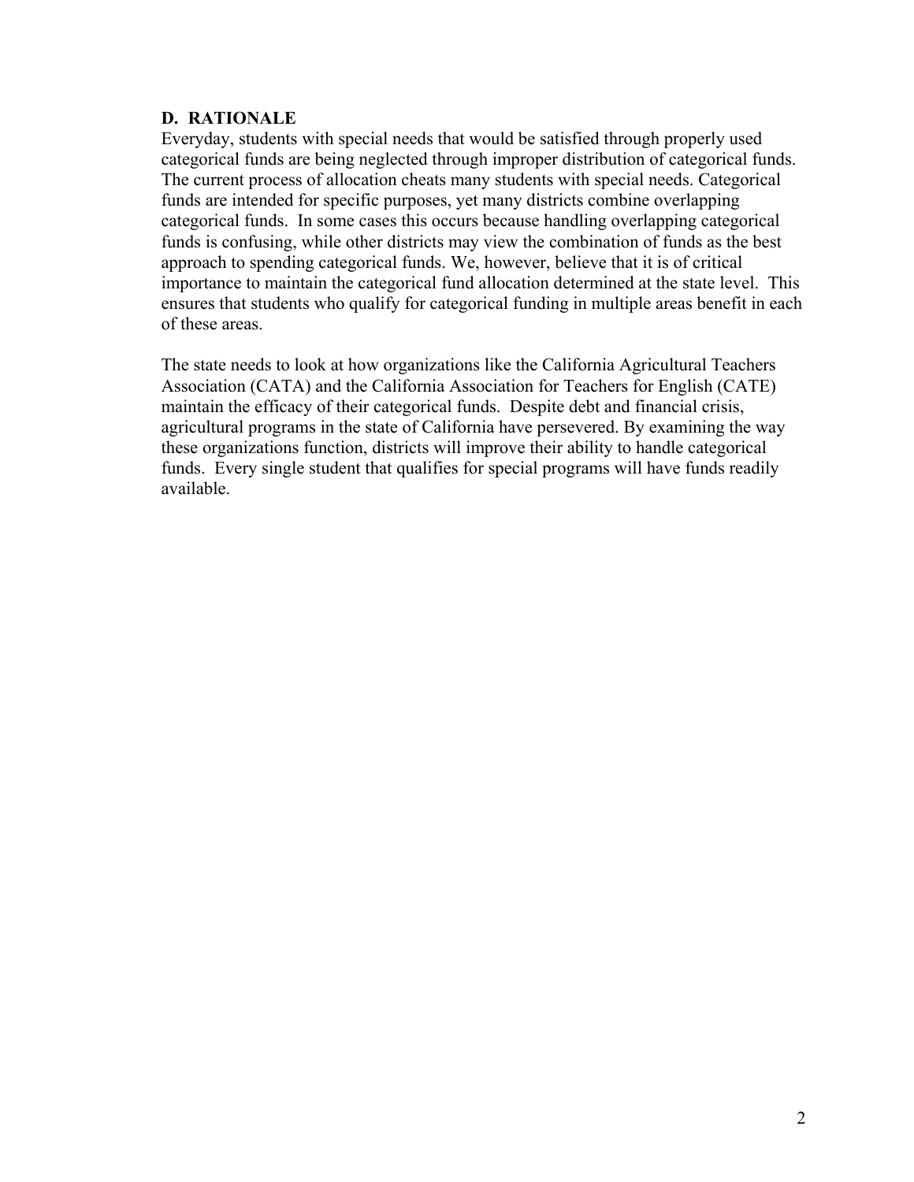### D. RATIONALE

Everyday, students with special needs that would be satisfied through properly used categorical funds are being neglected through improper distribution of categorical funds. The current process of allocation cheats many students with special needs. Categorical funds are intended for specific purposes, yet many districts combine overlapping categorical funds. In some cases this occurs because handling overlapping categorical funds is confusing, while other districts may view the combination of funds as the best approach to spending categorical funds. We, however, believe that it is of critical importance to maintain the categorical fund allocation determined at the state level. This ensures that students who qualify for categorical funding in multiple areas benefit in each of these areas.

The state needs to look at how organizations like the California Agricultural Teachers Association (CATA) and the California Association for Teachers for English (CATE) maintain the efficacy of their categorical funds. Despite debt and financial crisis, agricultural programs in the state of California have persevered. By examining the way these organizations function, districts will improve their ability to handle categorical funds. Every single student that qualifies for special programs will have funds readily available.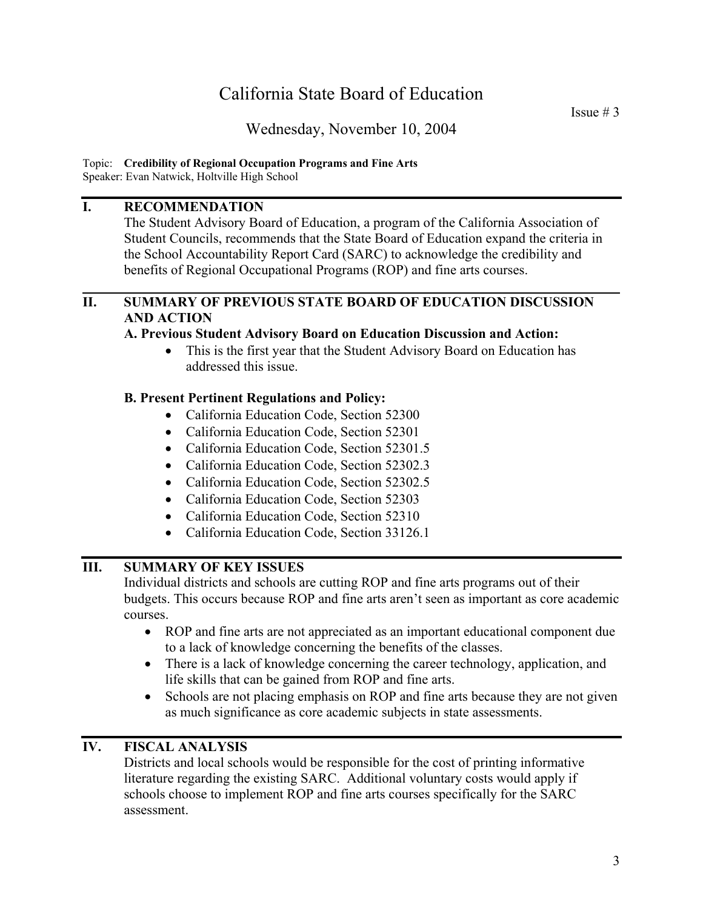# California State Board of Education

Issue # 3

## Wednesday, November 10, 2004

Topic: **Credibility of Regional Occupation Programs and Fine Arts**
Speaker: Evan Natwick, Holtville High School

## I. RECOMMENDATION

The Student Advisory Board of Education, a program of the California Association of Student Councils, recommends that the State Board of Education expand the criteria in the School Accountability Report Card (SARC) to acknowledge the credibility and benefits of Regional Occupational Programs (ROP) and fine arts courses.

## II. SUMMARY OF PREVIOUS STATE BOARD OF EDUCATION DISCUSSION AND ACTION

### A. Previous Student Advisory Board on Education Discussion and Action:

- This is the first year that the Student Advisory Board on Education has addressed this issue.

### B. Present Pertinent Regulations and Policy:

- California Education Code, Section 52300
- California Education Code, Section 52301
- California Education Code, Section 52301.5
- California Education Code, Section 52302.3
- California Education Code, Section 52302.5
- California Education Code, Section 52303
- California Education Code, Section 52310
- California Education Code, Section 33126.1

## III. SUMMARY OF KEY ISSUES

Individual districts and schools are cutting ROP and fine arts programs out of their budgets. This occurs because ROP and fine arts aren't seen as important as core academic courses.

- ROP and fine arts are not appreciated as an important educational component due to a lack of knowledge concerning the benefits of the classes.
- There is a lack of knowledge concerning the career technology, application, and life skills that can be gained from ROP and fine arts.
- Schools are not placing emphasis on ROP and fine arts because they are not given as much significance as core academic subjects in state assessments.

## IV. FISCAL ANALYSIS

Districts and local schools would be responsible for the cost of printing informative literature regarding the existing SARC. Additional voluntary costs would apply if schools choose to implement ROP and fine arts courses specifically for the SARC assessment.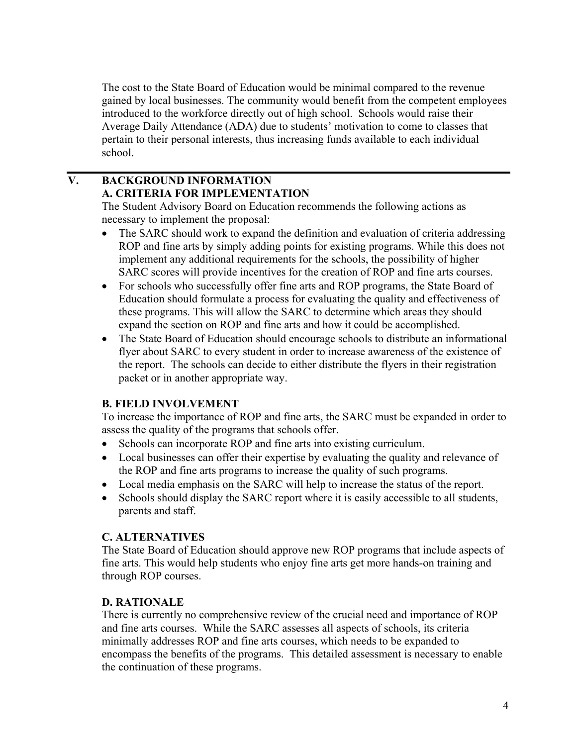The cost to the State Board of Education would be minimal compared to the revenue gained by local businesses. The community would benefit from the competent employees introduced to the workforce directly out of high school. Schools would raise their Average Daily Attendance (ADA) due to students' motivation to come to classes that pertain to their personal interests, thus increasing funds available to each individual school.

---

## V. BACKGROUND INFORMATION

### A. CRITERIA FOR IMPLEMENTATION

The Student Advisory Board on Education recommends the following actions as necessary to implement the proposal:

- The SARC should work to expand the definition and evaluation of criteria addressing ROP and fine arts by simply adding points for existing programs. While this does not implement any additional requirements for the schools, the possibility of higher SARC scores will provide incentives for the creation of ROP and fine arts courses.
- For schools who successfully offer fine arts and ROP programs, the State Board of Education should formulate a process for evaluating the quality and effectiveness of these programs. This will allow the SARC to determine which areas they should expand the section on ROP and fine arts and how it could be accomplished.
- The State Board of Education should encourage schools to distribute an informational flyer about SARC to every student in order to increase awareness of the existence of the report. The schools can decide to either distribute the flyers in their registration packet or in another appropriate way.

### B. FIELD INVOLVEMENT

To increase the importance of ROP and fine arts, the SARC must be expanded in order to assess the quality of the programs that schools offer.

- Schools can incorporate ROP and fine arts into existing curriculum.
- Local businesses can offer their expertise by evaluating the quality and relevance of the ROP and fine arts programs to increase the quality of such programs.
- Local media emphasis on the SARC will help to increase the status of the report.
- Schools should display the SARC report where it is easily accessible to all students, parents and staff.

### C. ALTERNATIVES

The State Board of Education should approve new ROP programs that include aspects of fine arts. This would help students who enjoy fine arts get more hands-on training and through ROP courses.

### D. RATIONALE

There is currently no comprehensive review of the crucial need and importance of ROP and fine arts courses. While the SARC assesses all aspects of schools, its criteria minimally addresses ROP and fine arts courses, which needs to be expanded to encompass the benefits of the programs. This detailed assessment is necessary to enable the continuation of these programs.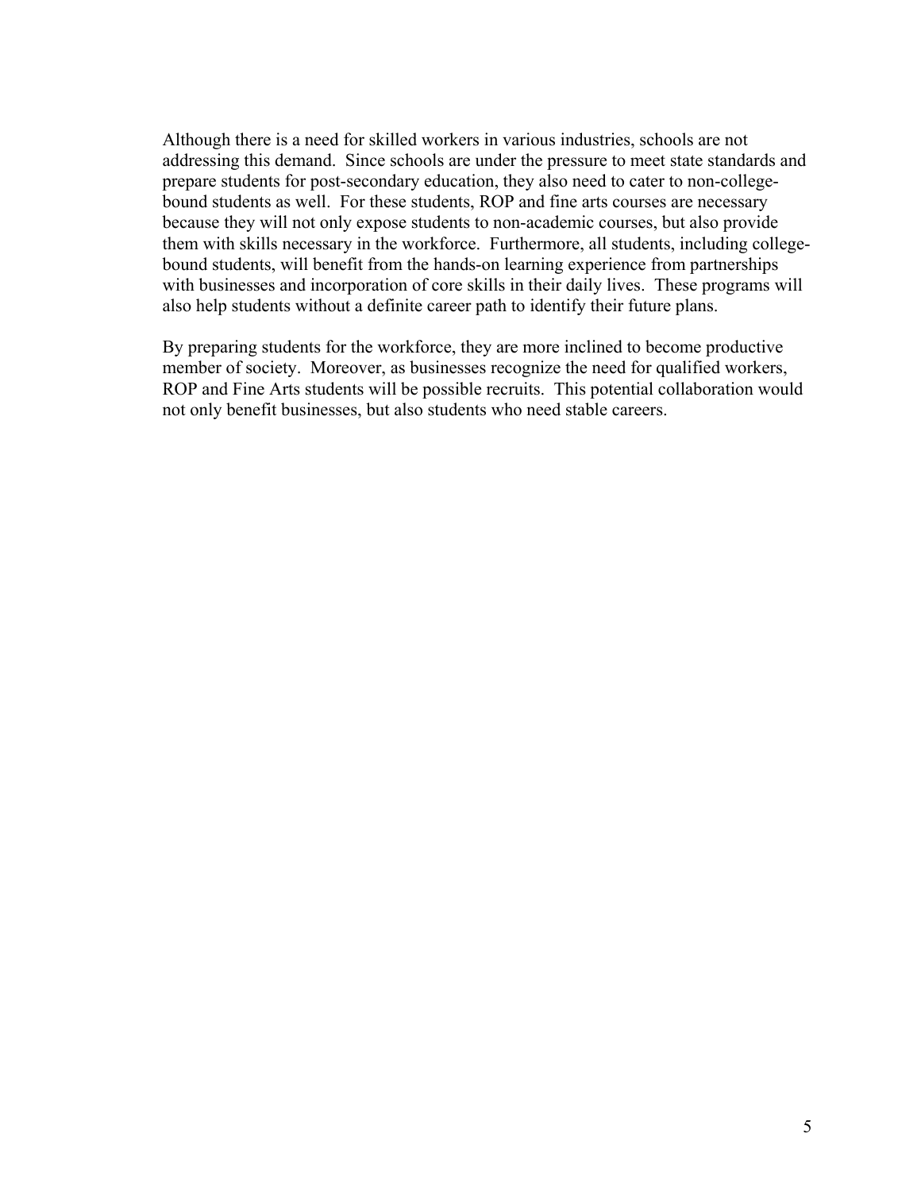Although there is a need for skilled workers in various industries, schools are not addressing this demand. Since schools are under the pressure to meet state standards and prepare students for post-secondary education, they also need to cater to non-college-bound students as well. For these students, ROP and fine arts courses are necessary because they will not only expose students to non-academic courses, but also provide them with skills necessary in the workforce. Furthermore, all students, including college-bound students, will benefit from the hands-on learning experience from partnerships with businesses and incorporation of core skills in their daily lives. These programs will also help students without a definite career path to identify their future plans.

By preparing students for the workforce, they are more inclined to become productive member of society. Moreover, as businesses recognize the need for qualified workers, ROP and Fine Arts students will be possible recruits. This potential collaboration would not only benefit businesses, but also students who need stable careers.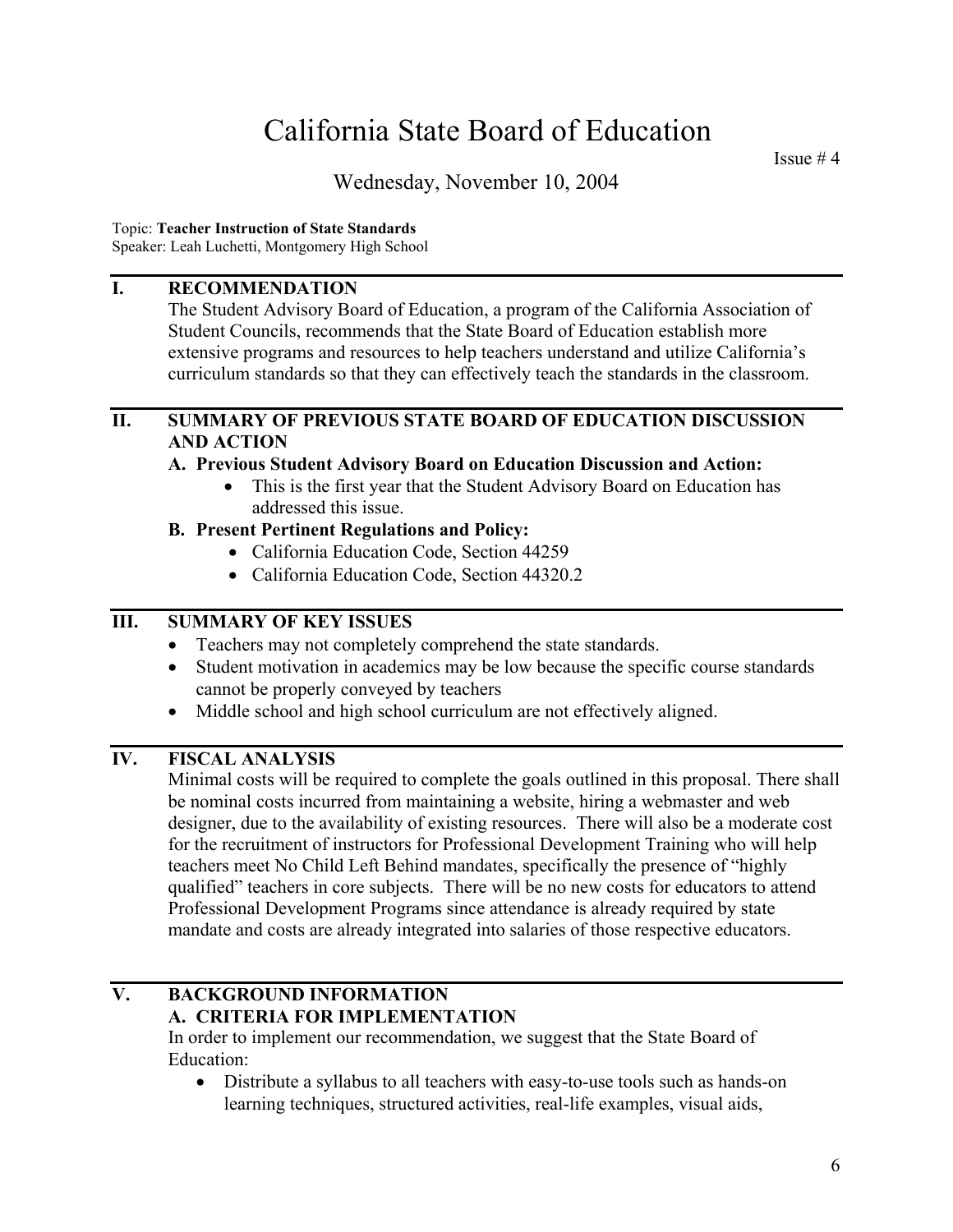# California State Board of Education

Issue # 4

Wednesday, November 10, 2004

Topic: **Teacher Instruction of State Standards**
Speaker: Leah Luchetti, Montgomery High School

## I. RECOMMENDATION

The Student Advisory Board of Education, a program of the California Association of Student Councils, recommends that the State Board of Education establish more extensive programs and resources to help teachers understand and utilize California's curriculum standards so that they can effectively teach the standards in the classroom.

## II. SUMMARY OF PREVIOUS STATE BOARD OF EDUCATION DISCUSSION AND ACTION

### A. Previous Student Advisory Board on Education Discussion and Action:

- This is the first year that the Student Advisory Board on Education has addressed this issue.

### B. Present Pertinent Regulations and Policy:

- California Education Code, Section 44259
- California Education Code, Section 44320.2

## III. SUMMARY OF KEY ISSUES

- Teachers may not completely comprehend the state standards.
- Student motivation in academics may be low because the specific course standards cannot be properly conveyed by teachers
- Middle school and high school curriculum are not effectively aligned.

## IV. FISCAL ANALYSIS

Minimal costs will be required to complete the goals outlined in this proposal. There shall be nominal costs incurred from maintaining a website, hiring a webmaster and web designer, due to the availability of existing resources. There will also be a moderate cost for the recruitment of instructors for Professional Development Training who will help teachers meet No Child Left Behind mandates, specifically the presence of "highly qualified" teachers in core subjects. There will be no new costs for educators to attend Professional Development Programs since attendance is already required by state mandate and costs are already integrated into salaries of those respective educators.

## V. BACKGROUND INFORMATION

### A. CRITERIA FOR IMPLEMENTATION

In order to implement our recommendation, we suggest that the State Board of Education:

- Distribute a syllabus to all teachers with easy-to-use tools such as hands-on learning techniques, structured activities, real-life examples, visual aids,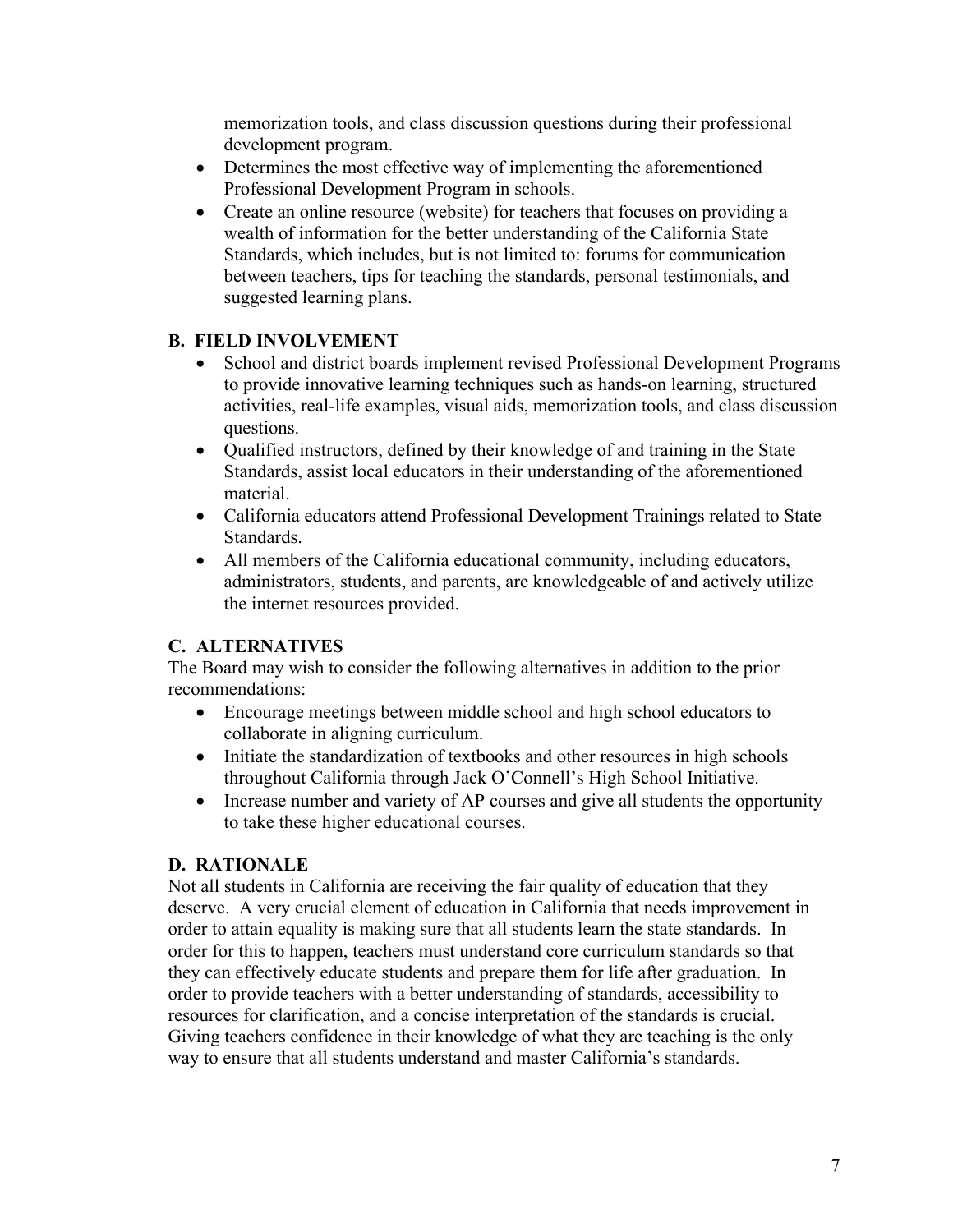memorization tools, and class discussion questions during their professional development program.

- Determines the most effective way of implementing the aforementioned Professional Development Program in schools.
- Create an online resource (website) for teachers that focuses on providing a wealth of information for the better understanding of the California State Standards, which includes, but is not limited to: forums for communication between teachers, tips for teaching the standards, personal testimonials, and suggested learning plans.

### B. FIELD INVOLVEMENT

- School and district boards implement revised Professional Development Programs to provide innovative learning techniques such as hands-on learning, structured activities, real-life examples, visual aids, memorization tools, and class discussion questions.
- Qualified instructors, defined by their knowledge of and training in the State Standards, assist local educators in their understanding of the aforementioned material.
- California educators attend Professional Development Trainings related to State Standards.
- All members of the California educational community, including educators, administrators, students, and parents, are knowledgeable of and actively utilize the internet resources provided.

### C. ALTERNATIVES

The Board may wish to consider the following alternatives in addition to the prior recommendations:

- Encourage meetings between middle school and high school educators to collaborate in aligning curriculum.
- Initiate the standardization of textbooks and other resources in high schools throughout California through Jack O'Connell's High School Initiative.
- Increase number and variety of AP courses and give all students the opportunity to take these higher educational courses.

### D. RATIONALE

Not all students in California are receiving the fair quality of education that they deserve. A very crucial element of education in California that needs improvement in order to attain equality is making sure that all students learn the state standards. In order for this to happen, teachers must understand core curriculum standards so that they can effectively educate students and prepare them for life after graduation. In order to provide teachers with a better understanding of standards, accessibility to resources for clarification, and a concise interpretation of the standards is crucial. Giving teachers confidence in their knowledge of what they are teaching is the only way to ensure that all students understand and master California's standards.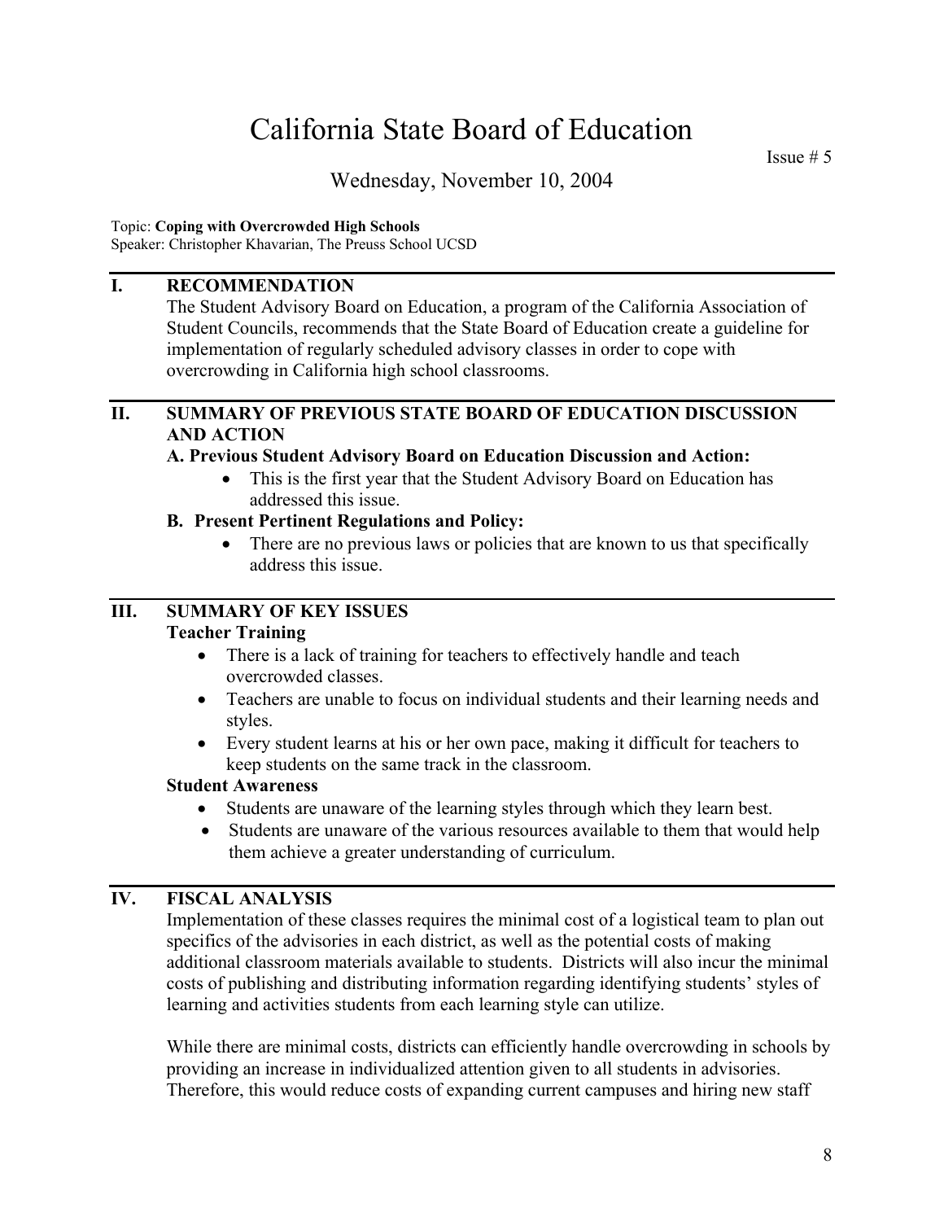# California State Board of Education

Issue # 5

Wednesday, November 10, 2004

Topic: **Coping with Overcrowded High Schools**
Speaker: Christopher Khavarian, The Preuss School UCSD

## I. RECOMMENDATION

The Student Advisory Board on Education, a program of the California Association of Student Councils, recommends that the State Board of Education create a guideline for implementation of regularly scheduled advisory classes in order to cope with overcrowding in California high school classrooms.

## II. SUMMARY OF PREVIOUS STATE BOARD OF EDUCATION DISCUSSION AND ACTION

### A. Previous Student Advisory Board on Education Discussion and Action:

- This is the first year that the Student Advisory Board on Education has addressed this issue.

### B. Present Pertinent Regulations and Policy:

- There are no previous laws or policies that are known to us that specifically address this issue.

## III. SUMMARY OF KEY ISSUES

**Teacher Training**

- There is a lack of training for teachers to effectively handle and teach overcrowded classes.
- Teachers are unable to focus on individual students and their learning needs and styles.
- Every student learns at his or her own pace, making it difficult for teachers to keep students on the same track in the classroom.

**Student Awareness**

- Students are unaware of the learning styles through which they learn best.
- Students are unaware of the various resources available to them that would help them achieve a greater understanding of curriculum.

## IV. FISCAL ANALYSIS

Implementation of these classes requires the minimal cost of a logistical team to plan out specifics of the advisories in each district, as well as the potential costs of making additional classroom materials available to students. Districts will also incur the minimal costs of publishing and distributing information regarding identifying students' styles of learning and activities students from each learning style can utilize.

While there are minimal costs, districts can efficiently handle overcrowding in schools by providing an increase in individualized attention given to all students in advisories. Therefore, this would reduce costs of expanding current campuses and hiring new staff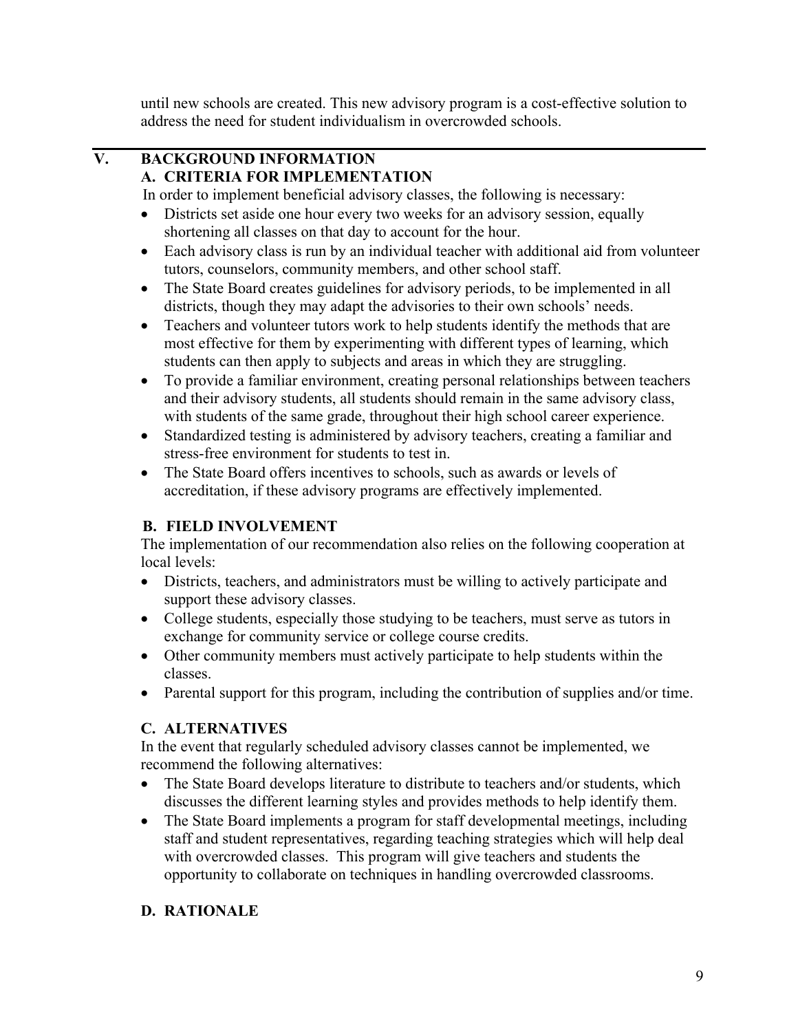until new schools are created. This new advisory program is a cost-effective solution to address the need for student individualism in overcrowded schools.

---

## V. BACKGROUND INFORMATION

### A. CRITERIA FOR IMPLEMENTATION

In order to implement beneficial advisory classes, the following is necessary:

- Districts set aside one hour every two weeks for an advisory session, equally shortening all classes on that day to account for the hour.
- Each advisory class is run by an individual teacher with additional aid from volunteer tutors, counselors, community members, and other school staff.
- The State Board creates guidelines for advisory periods, to be implemented in all districts, though they may adapt the advisories to their own schools' needs.
- Teachers and volunteer tutors work to help students identify the methods that are most effective for them by experimenting with different types of learning, which students can then apply to subjects and areas in which they are struggling.
- To provide a familiar environment, creating personal relationships between teachers and their advisory students, all students should remain in the same advisory class, with students of the same grade, throughout their high school career experience.
- Standardized testing is administered by advisory teachers, creating a familiar and stress-free environment for students to test in.
- The State Board offers incentives to schools, such as awards or levels of accreditation, if these advisory programs are effectively implemented.

### B. FIELD INVOLVEMENT

The implementation of our recommendation also relies on the following cooperation at local levels:

- Districts, teachers, and administrators must be willing to actively participate and support these advisory classes.
- College students, especially those studying to be teachers, must serve as tutors in exchange for community service or college course credits.
- Other community members must actively participate to help students within the classes.
- Parental support for this program, including the contribution of supplies and/or time.

### C. ALTERNATIVES

In the event that regularly scheduled advisory classes cannot be implemented, we recommend the following alternatives:

- The State Board develops literature to distribute to teachers and/or students, which discusses the different learning styles and provides methods to help identify them.
- The State Board implements a program for staff developmental meetings, including staff and student representatives, regarding teaching strategies which will help deal with overcrowded classes. This program will give teachers and students the opportunity to collaborate on techniques in handling overcrowded classrooms.

### D. RATIONALE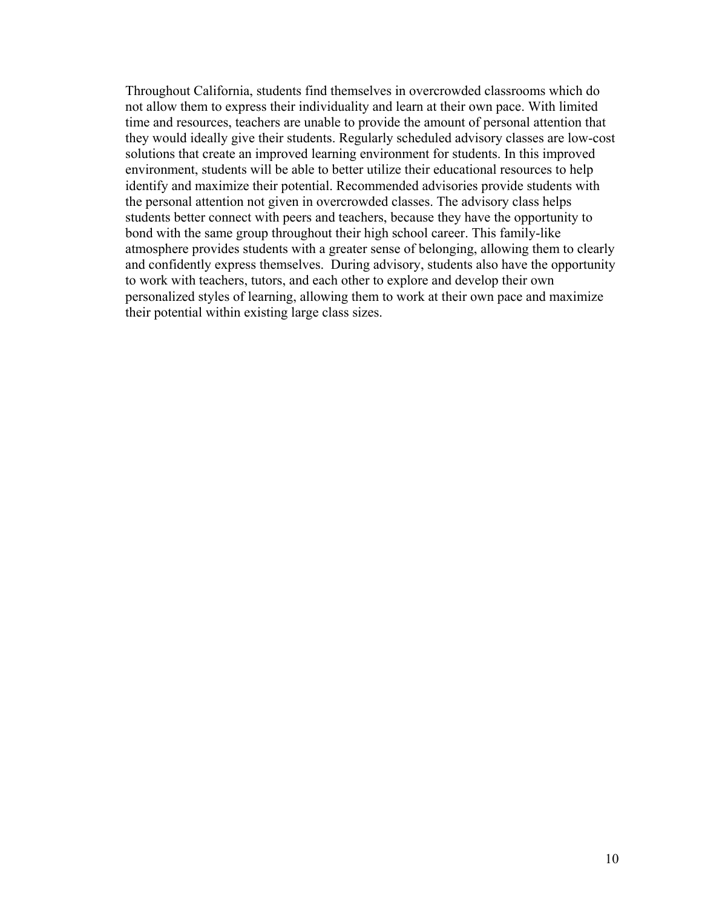Throughout California, students find themselves in overcrowded classrooms which do not allow them to express their individuality and learn at their own pace. With limited time and resources, teachers are unable to provide the amount of personal attention that they would ideally give their students. Regularly scheduled advisory classes are low-cost solutions that create an improved learning environment for students. In this improved environment, students will be able to better utilize their educational resources to help identify and maximize their potential. Recommended advisories provide students with the personal attention not given in overcrowded classes. The advisory class helps students better connect with peers and teachers, because they have the opportunity to bond with the same group throughout their high school career. This family-like atmosphere provides students with a greater sense of belonging, allowing them to clearly and confidently express themselves. During advisory, students also have the opportunity to work with teachers, tutors, and each other to explore and develop their own personalized styles of learning, allowing them to work at their own pace and maximize their potential within existing large class sizes.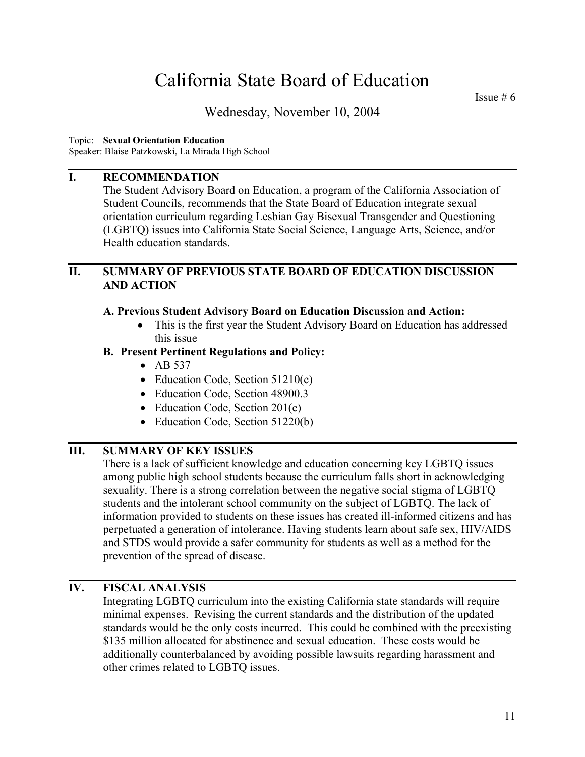# California State Board of Education

Issue # 6

Wednesday, November 10, 2004

Topic: **Sexual Orientation Education**
Speaker: Blaise Patzkowski, La Mirada High School

## I. RECOMMENDATION

The Student Advisory Board on Education, a program of the California Association of Student Councils, recommends that the State Board of Education integrate sexual orientation curriculum regarding Lesbian Gay Bisexual Transgender and Questioning (LGBTQ) issues into California State Social Science, Language Arts, Science, and/or Health education standards.

## II. SUMMARY OF PREVIOUS STATE BOARD OF EDUCATION DISCUSSION AND ACTION

### A. Previous Student Advisory Board on Education Discussion and Action:

- This is the first year the Student Advisory Board on Education has addressed this issue

### B. Present Pertinent Regulations and Policy:

- AB 537
- Education Code, Section 51210(c)
- Education Code, Section 48900.3
- Education Code, Section 201(e)
- Education Code, Section 51220(b)

## III. SUMMARY OF KEY ISSUES

There is a lack of sufficient knowledge and education concerning key LGBTQ issues among public high school students because the curriculum falls short in acknowledging sexuality. There is a strong correlation between the negative social stigma of LGBTQ students and the intolerant school community on the subject of LGBTQ. The lack of information provided to students on these issues has created ill-informed citizens and has perpetuated a generation of intolerance. Having students learn about safe sex, HIV/AIDS and STDS would provide a safer community for students as well as a method for the prevention of the spread of disease.

## IV. FISCAL ANALYSIS

Integrating LGBTQ curriculum into the existing California state standards will require minimal expenses. Revising the current standards and the distribution of the updated standards would be the only costs incurred. This could be combined with the preexisting $135 million allocated for abstinence and sexual education. These costs would be additionally counterbalanced by avoiding possible lawsuits regarding harassment and other crimes related to LGBTQ issues.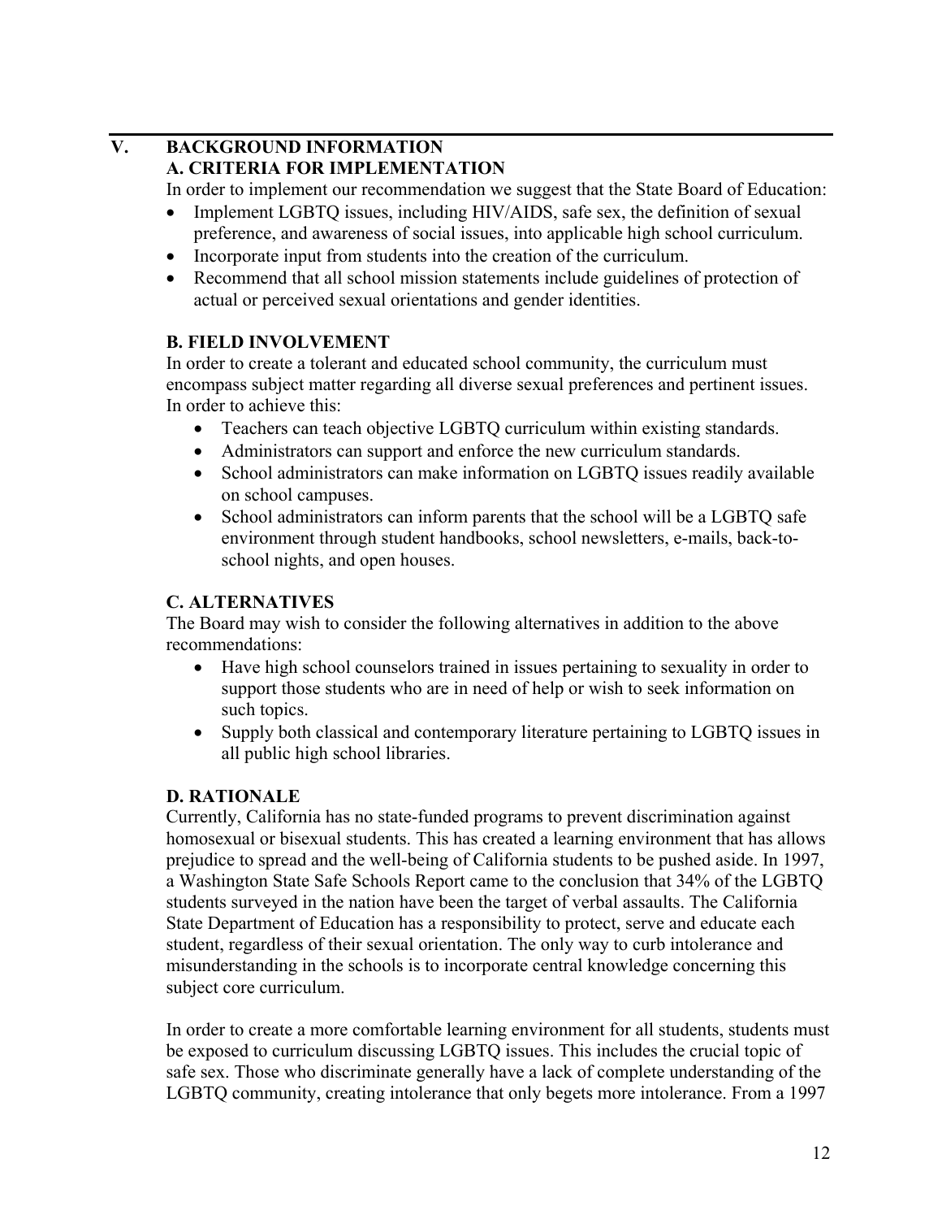## V. BACKGROUND INFORMATION

### A. CRITERIA FOR IMPLEMENTATION

In order to implement our recommendation we suggest that the State Board of Education:

- Implement LGBTQ issues, including HIV/AIDS, safe sex, the definition of sexual preference, and awareness of social issues, into applicable high school curriculum.
- Incorporate input from students into the creation of the curriculum.
- Recommend that all school mission statements include guidelines of protection of actual or perceived sexual orientations and gender identities.

### B. FIELD INVOLVEMENT

In order to create a tolerant and educated school community, the curriculum must encompass subject matter regarding all diverse sexual preferences and pertinent issues. In order to achieve this:

- Teachers can teach objective LGBTQ curriculum within existing standards.
- Administrators can support and enforce the new curriculum standards.
- School administrators can make information on LGBTQ issues readily available on school campuses.
- School administrators can inform parents that the school will be a LGBTQ safe environment through student handbooks, school newsletters, e-mails, back-to-school nights, and open houses.

### C. ALTERNATIVES

The Board may wish to consider the following alternatives in addition to the above recommendations:

- Have high school counselors trained in issues pertaining to sexuality in order to support those students who are in need of help or wish to seek information on such topics.
- Supply both classical and contemporary literature pertaining to LGBTQ issues in all public high school libraries.

### D. RATIONALE

Currently, California has no state-funded programs to prevent discrimination against homosexual or bisexual students. This has created a learning environment that has allows prejudice to spread and the well-being of California students to be pushed aside. In 1997, a Washington State Safe Schools Report came to the conclusion that 34% of the LGBTQ students surveyed in the nation have been the target of verbal assaults. The California State Department of Education has a responsibility to protect, serve and educate each student, regardless of their sexual orientation. The only way to curb intolerance and misunderstanding in the schools is to incorporate central knowledge concerning this subject core curriculum.

In order to create a more comfortable learning environment for all students, students must be exposed to curriculum discussing LGBTQ issues. This includes the crucial topic of safe sex. Those who discriminate generally have a lack of complete understanding of the LGBTQ community, creating intolerance that only begets more intolerance. From a 1997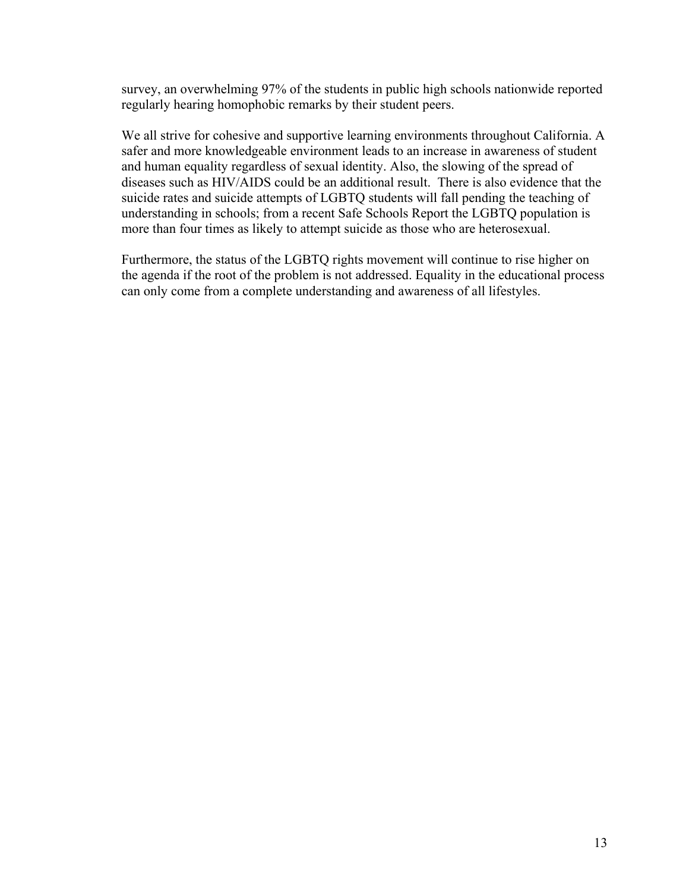survey, an overwhelming 97% of the students in public high schools nationwide reported regularly hearing homophobic remarks by their student peers.

We all strive for cohesive and supportive learning environments throughout California. A safer and more knowledgeable environment leads to an increase in awareness of student and human equality regardless of sexual identity. Also, the slowing of the spread of diseases such as HIV/AIDS could be an additional result. There is also evidence that the suicide rates and suicide attempts of LGBTQ students will fall pending the teaching of understanding in schools; from a recent Safe Schools Report the LGBTQ population is more than four times as likely to attempt suicide as those who are heterosexual.

Furthermore, the status of the LGBTQ rights movement will continue to rise higher on the agenda if the root of the problem is not addressed. Equality in the educational process can only come from a complete understanding and awareness of all lifestyles.